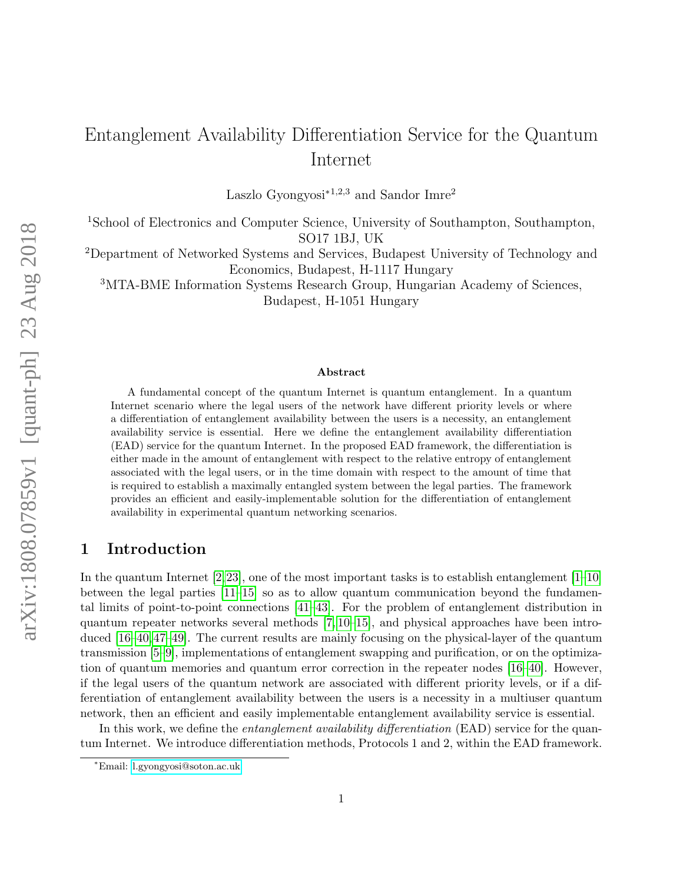# Entanglement Availability Differentiation Service for the Quantum Internet

Laszlo Gyongyosi*[1,2,3] and Sandor Imre[2]

[1]School of Electronics and Computer Science, University of Southampton, Southampton, SO17 1BJ, UK

[2]Department of Networked Systems and Services, Budapest University of Technology and Economics, Budapest, H-1117 Hungary

[3]MTA-BME Information Systems Research Group, Hungarian Academy of Sciences, Budapest, H-1051 Hungary

### Abstract

A fundamental concept of the quantum Internet is quantum entanglement. In a quantum Internet scenario where the legal users of the network have different priority levels or where a differentiation of entanglement availability between the users is a necessity, an entanglement availability service is essential. Here we define the entanglement availability differentiation (EAD) service for the quantum Internet. In the proposed EAD framework, the differentiation is either made in the amount of entanglement with respect to the relative entropy of entanglement associated with the legal users, or in the time domain with respect to the amount of time that is required to establish a maximally entangled system between the legal parties. The framework provides an efficient and easily-implementable solution for the differentiation of entanglement availability in experimental quantum networking scenarios.

## 1 Introduction

In the quantum Internet [2,23], one of the most important tasks is to establish entanglement [1–10] between the legal parties [11–15] so as to allow quantum communication beyond the fundamental limits of point-to-point connections [41–43]. For the problem of entanglement distribution in quantum repeater networks several methods [7,10–15], and physical approaches have been introduced [16–40,47–49]. The current results are mainly focusing on the physical-layer of the quantum transmission [5–9], implementations of entanglement swapping and purification, or on the optimization of quantum memories and quantum error correction in the repeater nodes [16–40]. However, if the legal users of the quantum network are associated with different priority levels, or if a differentiation of entanglement availability between the users is a necessity in a multiuser quantum network, then an efficient and easily implementable entanglement availability service is essential.

In this work, we define the *entanglement availability differentiation* (EAD) service for the quantum Internet. We introduce differentiation methods, Protocols 1 and 2, within the EAD framework.

*Email: l.gyongyosi@soton.ac.uk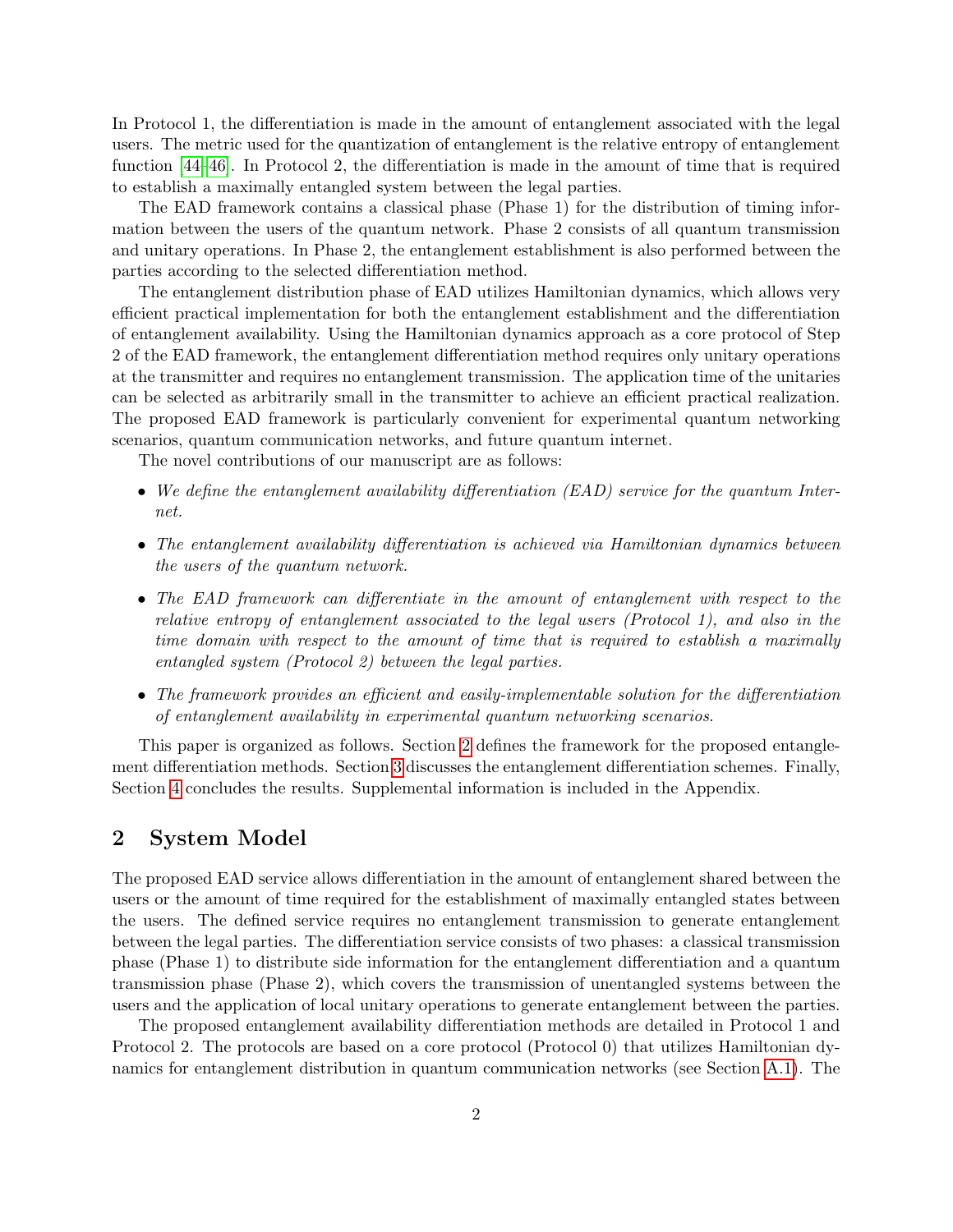In Protocol 1, the differentiation is made in the amount of entanglement associated with the legal users. The metric used for the quantization of entanglement is the relative entropy of entanglement function [44–46]. In Protocol 2, the differentiation is made in the amount of time that is required to establish a maximally entangled system between the legal parties.

The EAD framework contains a classical phase (Phase 1) for the distribution of timing information between the users of the quantum network. Phase 2 consists of all quantum transmission and unitary operations. In Phase 2, the entanglement establishment is also performed between the parties according to the selected differentiation method.

The entanglement distribution phase of EAD utilizes Hamiltonian dynamics, which allows very efficient practical implementation for both the entanglement establishment and the differentiation of entanglement availability. Using the Hamiltonian dynamics approach as a core protocol of Step 2 of the EAD framework, the entanglement differentiation method requires only unitary operations at the transmitter and requires no entanglement transmission. The application time of the unitaries can be selected as arbitrarily small in the transmitter to achieve an efficient practical realization. The proposed EAD framework is particularly convenient for experimental quantum networking scenarios, quantum communication networks, and future quantum internet.

The novel contributions of our manuscript are as follows:

- *We define the entanglement availability differentiation (EAD) service for the quantum Internet.*
- *The entanglement availability differentiation is achieved via Hamiltonian dynamics between the users of the quantum network.*
- *The EAD framework can differentiate in the amount of entanglement with respect to the relative entropy of entanglement associated to the legal users (Protocol 1), and also in the time domain with respect to the amount of time that is required to establish a maximally entangled system (Protocol 2) between the legal parties.*
- *The framework provides an efficient and easily-implementable solution for the differentiation of entanglement availability in experimental quantum networking scenarios.*

This paper is organized as follows. Section 2 defines the framework for the proposed entanglement differentiation methods. Section 3 discusses the entanglement differentiation schemes. Finally, Section 4 concludes the results. Supplemental information is included in the Appendix.

## 2 System Model

The proposed EAD service allows differentiation in the amount of entanglement shared between the users or the amount of time required for the establishment of maximally entangled states between the users. The defined service requires no entanglement transmission to generate entanglement between the legal parties. The differentiation service consists of two phases: a classical transmission phase (Phase 1) to distribute side information for the entanglement differentiation and a quantum transmission phase (Phase 2), which covers the transmission of unentangled systems between the users and the application of local unitary operations to generate entanglement between the parties.

The proposed entanglement availability differentiation methods are detailed in Protocol 1 and Protocol 2. The protocols are based on a core protocol (Protocol 0) that utilizes Hamiltonian dynamics for entanglement distribution in quantum communication networks (see Section A.1). The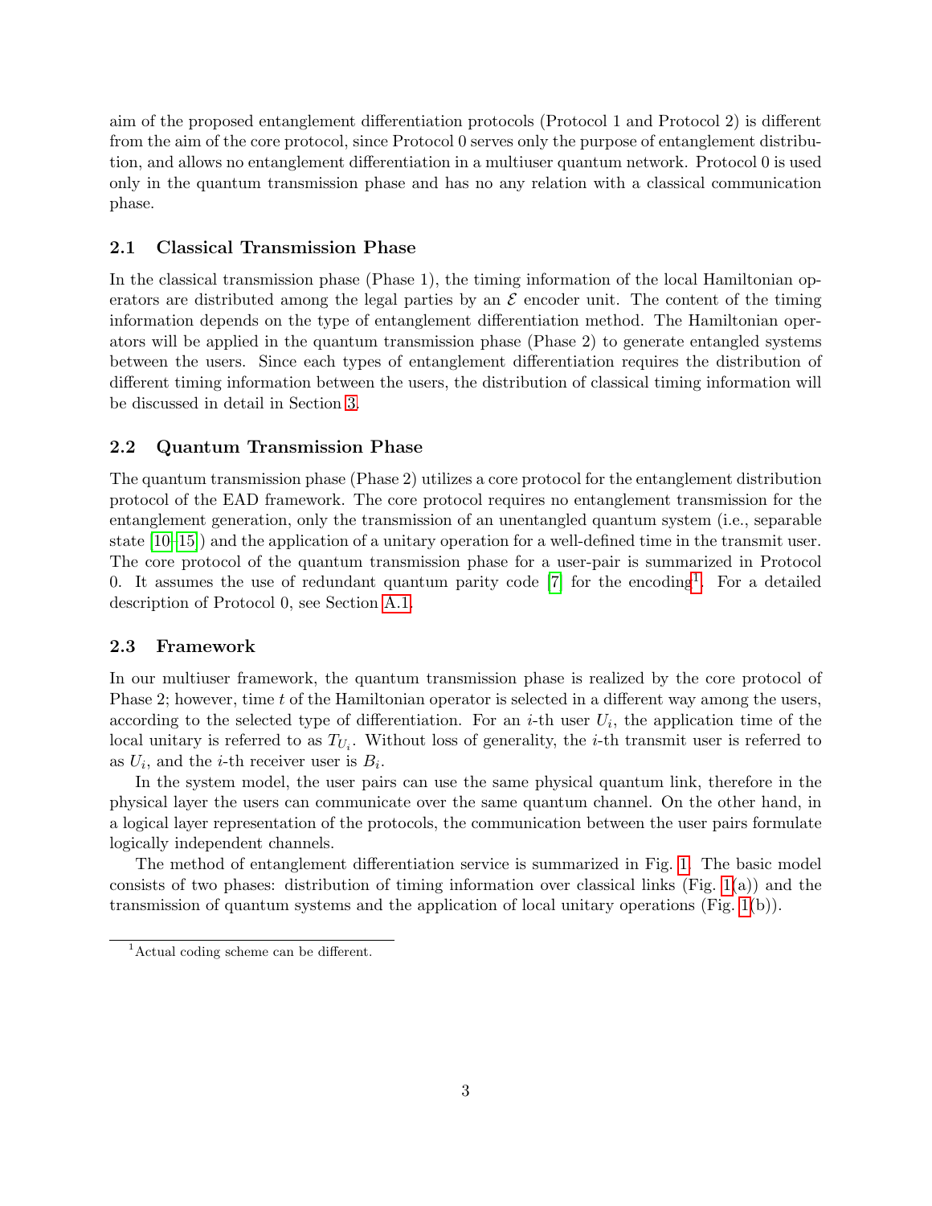aim of the proposed entanglement differentiation protocols (Protocol 1 and Protocol 2) is different from the aim of the core protocol, since Protocol 0 serves only the purpose of entanglement distribution, and allows no entanglement differentiation in a multiuser quantum network. Protocol 0 is used only in the quantum transmission phase and has no any relation with a classical communication phase.

### 2.1 Classical Transmission Phase

In the classical transmission phase (Phase 1), the timing information of the local Hamiltonian operators are distributed among the legal parties by an $\mathcal{E}$ encoder unit. The content of the timing information depends on the type of entanglement differentiation method. The Hamiltonian operators will be applied in the quantum transmission phase (Phase 2) to generate entangled systems between the users. Since each types of entanglement differentiation requires the distribution of different timing information between the users, the distribution of classical timing information will be discussed in detail in Section 3.

### 2.2 Quantum Transmission Phase

The quantum transmission phase (Phase 2) utilizes a core protocol for the entanglement distribution protocol of the EAD framework. The core protocol requires no entanglement transmission for the entanglement generation, only the transmission of an unentangled quantum system (i.e., separable state [10–15]) and the application of a unitary operation for a well-defined time in the transmit user. The core protocol of the quantum transmission phase for a user-pair is summarized in Protocol 0. It assumes the use of redundant quantum parity code [7] for the encoding[1]. For a detailed description of Protocol 0, see Section A.1.

### 2.3 Framework

In our multiuser framework, the quantum transmission phase is realized by the core protocol of Phase 2; however, time $t$ of the Hamiltonian operator is selected in a different way among the users, according to the selected type of differentiation. For an $i$-th user $U_i$, the application time of the local unitary is referred to as $T_{U_i}$. Without loss of generality, the $i$-th transmit user is referred to as $U_i$, and the $i$-th receiver user is $B_i$.

In the system model, the user pairs can use the same physical quantum link, therefore in the physical layer the users can communicate over the same quantum channel. On the other hand, in a logical layer representation of the protocols, the communication between the user pairs formulate logically independent channels.

The method of entanglement differentiation service is summarized in Fig. 1. The basic model consists of two phases: distribution of timing information over classical links (Fig. 1(a)) and the transmission of quantum systems and the application of local unitary operations (Fig. 1(b)).

[1] Actual coding scheme can be different.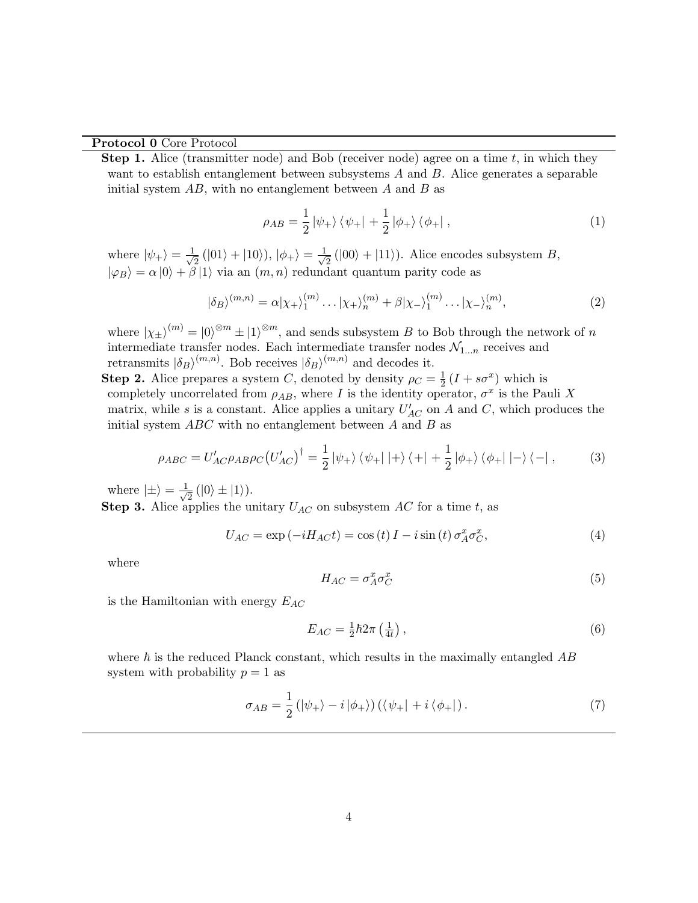**Protocol 0** Core Protocol

**Step 1.** Alice (transmitter node) and Bob (receiver node) agree on a time $t$, in which they want to establish entanglement between subsystems $A$ and $B$. Alice generates a separable initial system $AB$, with no entanglement between $A$ and $B$ as

$$\rho_{AB} = \frac{1}{2} \left|\psi_+\right\rangle \left\langle\psi_+\right| + \frac{1}{2} \left|\phi_+\right\rangle \left\langle\phi_+\right|, \tag{1}$$

where $\left|\psi_+\right\rangle = \frac{1}{\sqrt{2}} \left(\left|01\right\rangle + \left|10\right\rangle\right)$, $\left|\phi_+\right\rangle = \frac{1}{\sqrt{2}} \left(\left|00\right\rangle + \left|11\right\rangle\right)$. Alice encodes subsystem $B$, $\left|\varphi_B\right\rangle = \alpha \left|0\right\rangle + \beta \left|1\right\rangle$ via an $(m, n)$ redundant quantum parity code as

$$|\delta_B\rangle^{(m,n)} = \alpha|\chi_+\rangle_1^{(m)} \ldots |\chi_+\rangle_n^{(m)} + \beta|\chi_-\rangle_1^{(m)} \ldots |\chi_-\rangle_n^{(m)}, \tag{2}$$

where $|\chi_\pm\rangle^{(m)} = |0\rangle^{\otimes m} \pm |1\rangle^{\otimes m}$, and sends subsystem $B$ to Bob through the network of $n$ intermediate transfer nodes. Each intermediate transfer nodes $\mathcal{N}_{1\ldots n}$ receives and retransmits $|\delta_B\rangle^{(m,n)}$. Bob receives $|\delta_B\rangle^{(m,n)}$ and decodes it.

**Step 2.** Alice prepares a system $C$, denoted by density $\rho_C = \frac{1}{2} \left(I + s\sigma^x\right)$ which is completely uncorrelated from $\rho_{AB}$, where $I$ is the identity operator, $\sigma^x$ is the Pauli $X$ matrix, while $s$ is a constant. Alice applies a unitary $U'_{AC}$ on $A$ and $C$, which produces the initial system $ABC$ with no entanglement between $A$ and $B$ as

$$\rho_{ABC} = U'_{AC} \rho_{AB} \rho_C \left(U'_{AC}\right)^\dagger = \frac{1}{2} \left|\psi_+\right\rangle \left\langle\psi_+\right| \left|+\right\rangle \left\langle+\right| + \frac{1}{2} \left|\phi_+\right\rangle \left\langle\phi_+\right| \left|-\right\rangle \left\langle-\right|, \tag{3}$$

where $\left|\pm\right\rangle = \frac{1}{\sqrt{2}} \left(\left|0\right\rangle \pm \left|1\right\rangle\right)$.

**Step 3.** Alice applies the unitary $U_{AC}$ on subsystem $AC$ for a time $t$, as

$$U_{AC} = \exp\left(-iH_{AC}t\right) = \cos\left(t\right) I - i \sin\left(t\right) \sigma_A^x \sigma_C^x, \tag{4}$$

where

$$H_{AC} = \sigma_A^x \sigma_C^x \tag{5}$$

is the Hamiltonian with energy $E_{AC}$

$$E_{AC} = \tfrac{1}{2} \hbar 2\pi \left(\tfrac{1}{4t}\right), \tag{6}$$

where $\hbar$ is the reduced Planck constant, which results in the maximally entangled $AB$ system with probability $p = 1$ as

$$\sigma_{AB} = \frac{1}{2} \left(\left|\psi_+\right\rangle - i \left|\phi_+\right\rangle\right) \left(\left\langle\psi_+\right| + i \left\langle\phi_+\right|\right). \tag{7}$$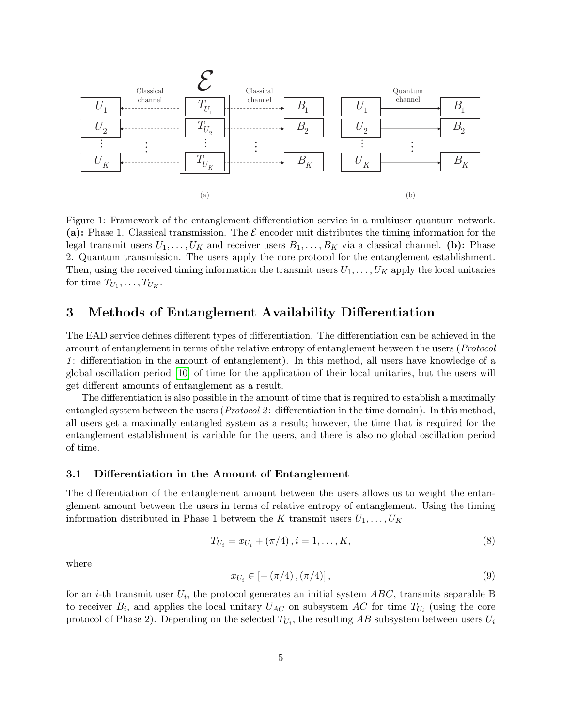Figure 1: Framework of the entanglement differentiation service in a multiuser quantum network. **(a):** Phase 1. Classical transmission. The $\mathcal{E}$ encoder unit distributes the timing information for the legal transmit users $U_1, \ldots, U_K$ and receiver users $B_1, \ldots, B_K$ via a classical channel. **(b):** Phase 2. Quantum transmission. The users apply the core protocol for the entanglement establishment. Then, using the received timing information the transmit users $U_1, \ldots, U_K$ apply the local unitaries for time $T_{U_1}, \ldots, T_{U_K}$.

# 3 Methods of Entanglement Availability Differentiation

The EAD service defines different types of differentiation. The differentiation can be achieved in the amount of entanglement in terms of the relative entropy of entanglement between the users (*Protocol 1*: differentiation in the amount of entanglement). In this method, all users have knowledge of a global oscillation period [10] of time for the application of their local unitaries, but the users will get different amounts of entanglement as a result.

The differentiation is also possible in the amount of time that is required to establish a maximally entangled system between the users (*Protocol 2*: differentiation in the time domain). In this method, all users get a maximally entangled system as a result; however, the time that is required for the entanglement establishment is variable for the users, and there is also no global oscillation period of time.

## 3.1 Differentiation in the Amount of Entanglement

The differentiation of the entanglement amount between the users allows us to weight the entanglement amount between the users in terms of relative entropy of entanglement. Using the timing information distributed in Phase 1 between the $K$ transmit users $U_1, \ldots, U_K$

$$T_{U_i} = x_{U_i} + (\pi/4), i = 1, \ldots, K, \tag{8}$$

where

$$x_{U_i} \in [-(\pi/4), (\pi/4)], \tag{9}$$

for an $i$-th transmit user $U_i$, the protocol generates an initial system $ABC$, transmits separable B to receiver $B_i$, and applies the local unitary $U_{AC}$ on subsystem $AC$ for time $T_{U_i}$ (using the core protocol of Phase 2). Depending on the selected $T_{U_i}$, the resulting $AB$ subsystem between users $U_i$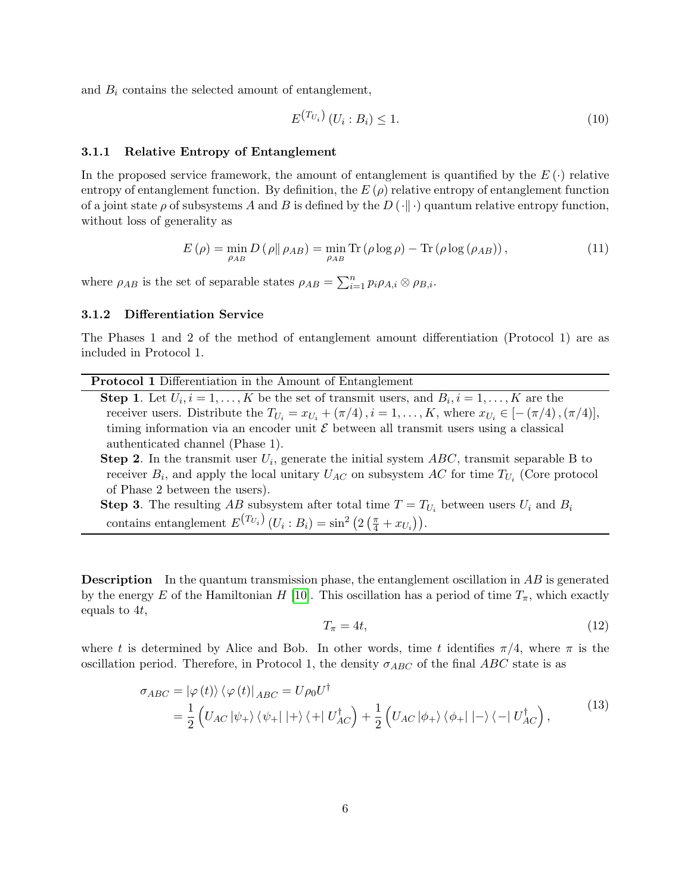and $B_i$ contains the selected amount of entanglement,

$$E^{(T_{U_i})}(U_i : B_i) \leq 1. \tag{10}$$

#### 3.1.1 Relative Entropy of Entanglement

In the proposed service framework, the amount of entanglement is quantified by the $E(\cdot)$ relative entropy of entanglement function. By definition, the $E(\rho)$ relative entropy of entanglement function of a joint state $\rho$ of subsystems $A$ and $B$ is defined by the $D(\cdot\|\cdot)$ quantum relative entropy function, without loss of generality as

$$E(\rho) = \min_{\rho_{AB}} D(\rho\| \rho_{AB}) = \min_{\rho_{AB}} \operatorname{Tr}(\rho \log \rho) - \operatorname{Tr}(\rho \log(\rho_{AB})), \tag{11}$$

where $\rho_{AB}$ is the set of separable states $\rho_{AB} = \sum_{i=1}^{n} p_i \rho_{A,i} \otimes \rho_{B,i}$.

#### 3.1.2 Differentiation Service

The Phases 1 and 2 of the method of entanglement amount differentiation (Protocol 1) are as included in Protocol 1.

**Protocol 1** Differentiation in the Amount of Entanglement

**Step 1**. Let $U_i, i = 1, \ldots, K$ be the set of transmit users, and $B_i, i = 1, \ldots, K$ are the receiver users. Distribute the $T_{U_i} = x_{U_i} + (\pi/4), i = 1, \ldots, K$, where $x_{U_i} \in [-(\pi/4), (\pi/4)]$, timing information via an encoder unit $\mathcal{E}$ between all transmit users using a classical authenticated channel (Phase 1).

**Step 2**. In the transmit user $U_i$, generate the initial system $ABC$, transmit separable B to receiver $B_i$, and apply the local unitary $U_{AC}$ on subsystem $AC$ for time $T_{U_i}$ (Core protocol of Phase 2 between the users).

**Step 3**. The resulting $AB$ subsystem after total time $T = T_{U_i}$ between users $U_i$ and $B_i$ contains entanglement $E^{(T_{U_i})}(U_i : B_i) = \sin^2\left(2\left(\frac{\pi}{4} + x_{U_i}\right)\right)$.

**Description** In the quantum transmission phase, the entanglement oscillation in $AB$ is generated by the energy $E$ of the Hamiltonian $H$ [10]. This oscillation has a period of time $T_\pi$, which exactly equals to $4t$,

$$T_\pi = 4t, \tag{12}$$

where $t$ is determined by Alice and Bob. In other words, time $t$ identifies $\pi/4$, where $\pi$ is the oscillation period. Therefore, in Protocol 1, the density $\sigma_{ABC}$ of the final $ABC$ state is as

$$\begin{aligned}
\sigma_{ABC} &= |\varphi(t)\rangle\langle\varphi(t)|_{ABC} = U\rho_0 U^\dagger \\
&= \frac{1}{2}\left(U_{AC}|\psi_+\rangle\langle\psi_+|\,|+\rangle\langle+|\,U_{AC}^\dagger\right) + \frac{1}{2}\left(U_{AC}|\phi_+\rangle\langle\phi_+|\,|-\rangle\langle-|\,U_{AC}^\dagger\right),
\end{aligned} \tag{13}$$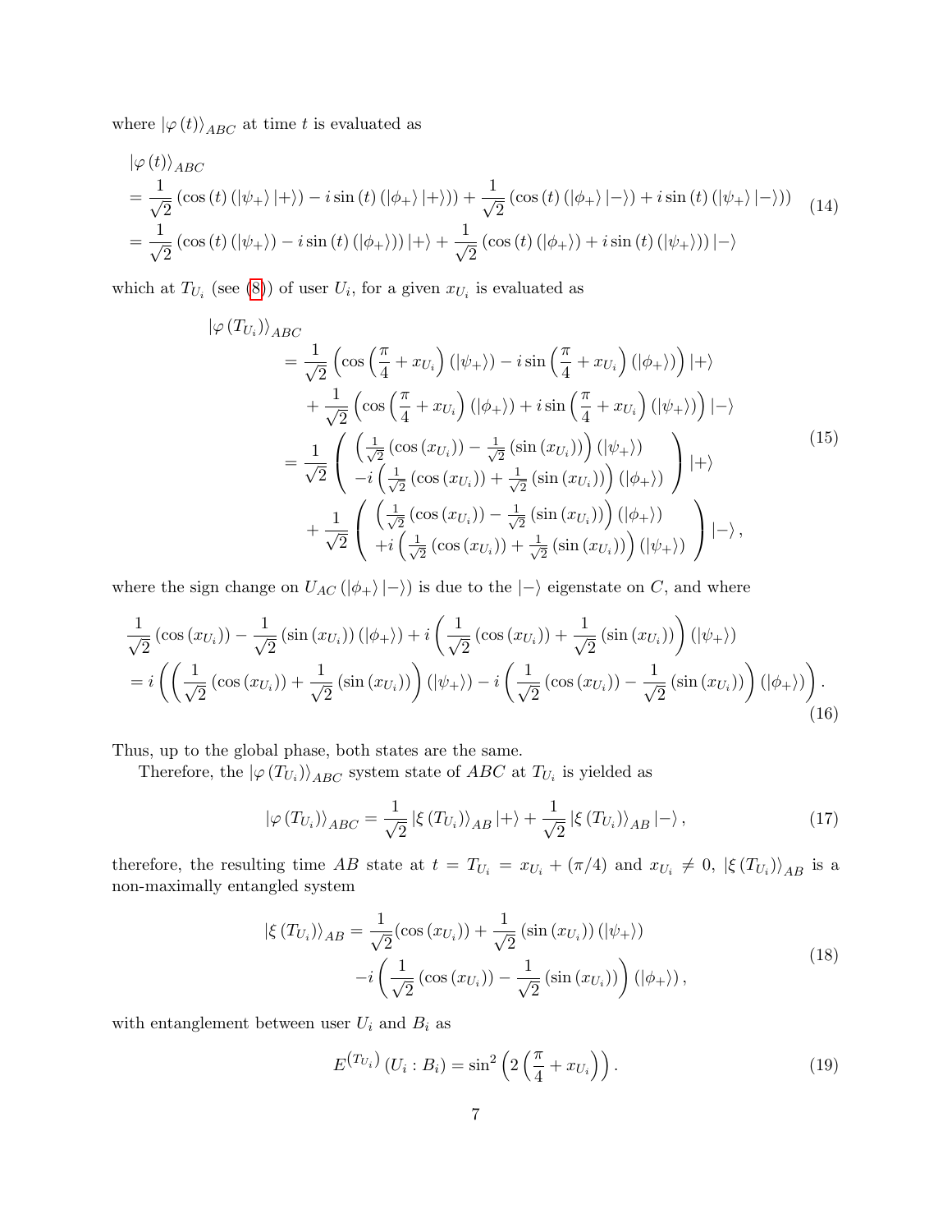where $|\varphi(t)\rangle_{ABC}$ at time $t$ is evaluated as

$$
\begin{aligned}
&|\varphi(t)\rangle_{ABC} \\
&= \frac{1}{\sqrt{2}}\left(\cos(t)\left(|\psi_+\rangle|+\rangle\right) - i\sin(t)\left(|\phi_+\rangle|+\rangle\right)\right) + \frac{1}{\sqrt{2}}\left(\cos(t)\left(|\phi_+\rangle|-\rangle\right) + i\sin(t)\left(|\psi_+\rangle|-\rangle\right)\right) \\
&= \frac{1}{\sqrt{2}}\left(\cos(t)\left(|\psi_+\rangle\right) - i\sin(t)\left(|\phi_+\rangle\right)\right)|+\rangle + \frac{1}{\sqrt{2}}\left(\cos(t)\left(|\phi_+\rangle\right) + i\sin(t)\left(|\psi_+\rangle\right)\right)|-\rangle
\end{aligned} \tag{14}
$$

which at $T_{U_i}$ (see (8)) of user $U_i$, for a given $x_{U_i}$ is evaluated as

$$
\begin{aligned}
&|\varphi(T_{U_i})\rangle_{ABC} \\
&= \frac{1}{\sqrt{2}}\left(\cos\left(\frac{\pi}{4}+x_{U_i}\right)\left(|\psi_+\rangle\right) - i\sin\left(\frac{\pi}{4}+x_{U_i}\right)\left(|\phi_+\rangle\right)\right)|+\rangle \\
&\quad + \frac{1}{\sqrt{2}}\left(\cos\left(\frac{\pi}{4}+x_{U_i}\right)\left(|\phi_+\rangle\right) + i\sin\left(\frac{\pi}{4}+x_{U_i}\right)\left(|\psi_+\rangle\right)\right)|-\rangle \\
&= \frac{1}{\sqrt{2}}\left(\begin{array}{c} \left(\frac{1}{\sqrt{2}}\left(\cos(x_{U_i})\right) - \frac{1}{\sqrt{2}}\left(\sin(x_{U_i})\right)\right)\left(|\psi_+\rangle\right) \\ -i\left(\frac{1}{\sqrt{2}}\left(\cos(x_{U_i})\right) + \frac{1}{\sqrt{2}}\left(\sin(x_{U_i})\right)\right)\left(|\phi_+\rangle\right) \end{array}\right)|+\rangle \\
&\quad + \frac{1}{\sqrt{2}}\left(\begin{array}{c} \left(\frac{1}{\sqrt{2}}\left(\cos(x_{U_i})\right) - \frac{1}{\sqrt{2}}\left(\sin(x_{U_i})\right)\right)\left(|\phi_+\rangle\right) \\ +i\left(\frac{1}{\sqrt{2}}\left(\cos(x_{U_i})\right) + \frac{1}{\sqrt{2}}\left(\sin(x_{U_i})\right)\right)\left(|\psi_+\rangle\right) \end{array}\right)|-\rangle,
\end{aligned} \tag{15}
$$

where the sign change on $U_{AC}\left(|\phi_+\rangle|-\rangle\right)$ is due to the $|-\rangle$ eigenstate on $C$, and where

$$
\begin{aligned}
&\frac{1}{\sqrt{2}}\left(\cos(x_{U_i})\right) - \frac{1}{\sqrt{2}}\left(\sin(x_{U_i})\right)\left(|\phi_+\rangle\right) + i\left(\frac{1}{\sqrt{2}}\left(\cos(x_{U_i})\right) + \frac{1}{\sqrt{2}}\left(\sin(x_{U_i})\right)\right)\left(|\psi_+\rangle\right) \\
&= i\left(\left(\frac{1}{\sqrt{2}}\left(\cos(x_{U_i})\right) + \frac{1}{\sqrt{2}}\left(\sin(x_{U_i})\right)\right)\left(|\psi_+\rangle\right) - i\left(\frac{1}{\sqrt{2}}\left(\cos(x_{U_i})\right) - \frac{1}{\sqrt{2}}\left(\sin(x_{U_i})\right)\right)\left(|\phi_+\rangle\right)\right).
\end{aligned} \tag{16}
$$

Thus, up to the global phase, both states are the same.

Therefore, the $|\varphi(T_{U_i})\rangle_{ABC}$ system state of $ABC$ at $T_{U_i}$ is yielded as

$$
|\varphi(T_{U_i})\rangle_{ABC} = \frac{1}{\sqrt{2}}|\xi(T_{U_i})\rangle_{AB}|+\rangle + \frac{1}{\sqrt{2}}|\xi(T_{U_i})\rangle_{AB}|-\rangle, \tag{17}
$$

therefore, the resulting time $AB$ state at $t = T_{U_i} = x_{U_i} + (\pi/4)$ and $x_{U_i} \neq 0$, $|\xi(T_{U_i})\rangle_{AB}$ is a non-maximally entangled system

$$
\begin{aligned}
|\xi(T_{U_i})\rangle_{AB} = &\frac{1}{\sqrt{2}}(\cos(x_{U_i})) + \frac{1}{\sqrt{2}}\left(\sin(x_{U_i})\right)\left(|\psi_+\rangle\right) \\
&-i\left(\frac{1}{\sqrt{2}}\left(\cos(x_{U_i})\right) - \frac{1}{\sqrt{2}}\left(\sin(x_{U_i})\right)\right)\left(|\phi_+\rangle\right),
\end{aligned} \tag{18}
$$

with entanglement between user $U_i$ and $B_i$ as

$$
E^{(T_{U_i})}(U_i : B_i) = \sin^2\left(2\left(\frac{\pi}{4} + x_{U_i}\right)\right). \tag{19}
$$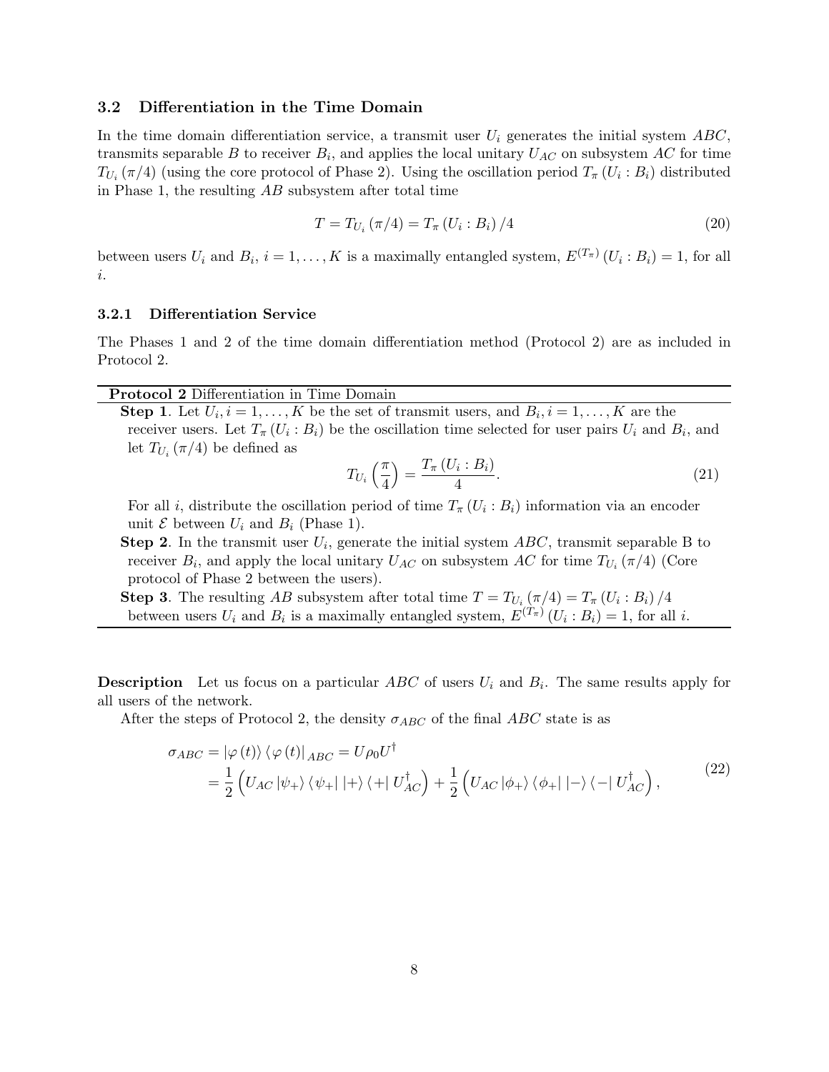### 3.2 Differentiation in the Time Domain

In the time domain differentiation service, a transmit user $U_i$ generates the initial system $ABC$, transmits separable $B$ to receiver $B_i$, and applies the local unitary $U_{AC}$ on subsystem $AC$ for time $T_{U_i}(\pi/4)$ (using the core protocol of Phase 2). Using the oscillation period $T_\pi(U_i : B_i)$ distributed in Phase 1, the resulting $AB$ subsystem after total time

$$T = T_{U_i}(\pi/4) = T_\pi(U_i : B_i)/4 \tag{20}$$

between users $U_i$ and $B_i$, $i = 1, \ldots, K$ is a maximally entangled system, $E^{(T_\pi)}(U_i : B_i) = 1$, for all $i$.

#### 3.2.1 Differentiation Service

The Phases 1 and 2 of the time domain differentiation method (Protocol 2) are as included in Protocol 2.

---

**Protocol 2** Differentiation in Time Domain

---

**Step 1**. Let $U_i, i = 1, \ldots, K$ be the set of transmit users, and $B_i, i = 1, \ldots, K$ are the receiver users. Let $T_\pi(U_i : B_i)$ be the oscillation time selected for user pairs $U_i$ and $B_i$, and let $T_{U_i}(\pi/4)$ be defined as

$$T_{U_i}\left(\frac{\pi}{4}\right) = \frac{T_\pi(U_i : B_i)}{4}. \tag{21}$$

For all $i$, distribute the oscillation period of time $T_\pi(U_i : B_i)$ information via an encoder unit $\mathcal{E}$ between $U_i$ and $B_i$ (Phase 1).

**Step 2**. In the transmit user $U_i$, generate the initial system $ABC$, transmit separable B to receiver $B_i$, and apply the local unitary $U_{AC}$ on subsystem $AC$ for time $T_{U_i}(\pi/4)$ (Core protocol of Phase 2 between the users).

**Step 3**. The resulting $AB$ subsystem after total time $T = T_{U_i}(\pi/4) = T_\pi(U_i : B_i)/4$ between users $U_i$ and $B_i$ is a maximally entangled system, $E^{(T_\pi)}(U_i : B_i) = 1$, for all $i$.

---

**Description** Let us focus on a particular $ABC$ of users $U_i$ and $B_i$. The same results apply for all users of the network.

After the steps of Protocol 2, the density $\sigma_{ABC}$ of the final $ABC$ state is as

$$\begin{aligned} \sigma_{ABC} &= |\varphi(t)\rangle\langle\varphi(t)|_{ABC} = U\rho_0 U^\dagger \\ &= \frac{1}{2}\left(U_{AC}|\psi_+\rangle\langle\psi_+|\,|+\rangle\langle+|\,U_{AC}^\dagger\right) + \frac{1}{2}\left(U_{AC}|\phi_+\rangle\langle\phi_+|\,|-\rangle\langle-|\,U_{AC}^\dagger\right), \end{aligned} \tag{22}$$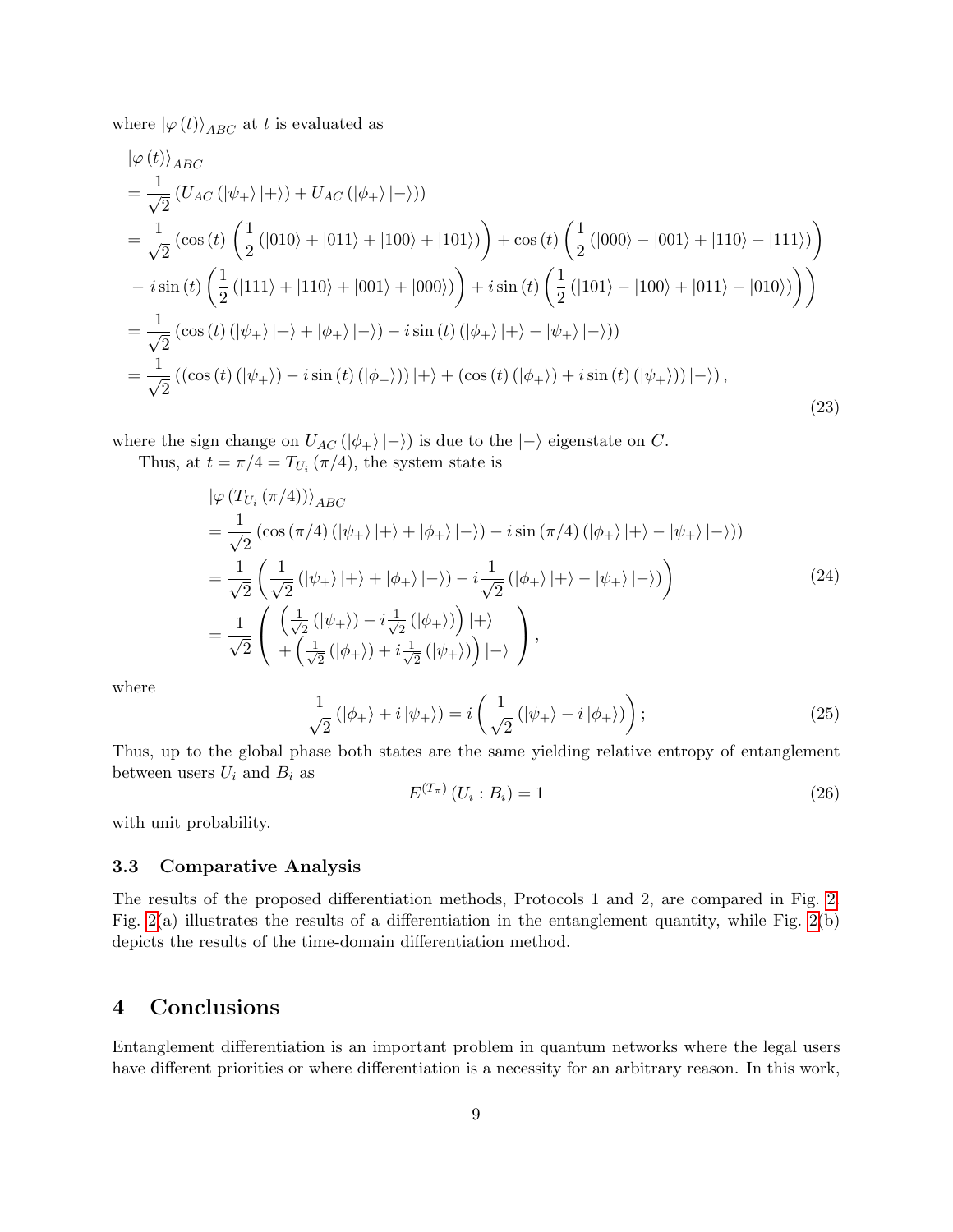where $|\varphi(t)\rangle_{ABC}$ at $t$ is evaluated as

$$
\begin{aligned}
&|\varphi(t)\rangle_{ABC} \\
&= \frac{1}{\sqrt{2}}\left(U_{AC}\left(|\psi_+\rangle|+\rangle\right) + U_{AC}\left(|\phi_+\rangle|-\rangle\right)\right) \\
&= \frac{1}{\sqrt{2}}\left(\cos(t)\left(\frac{1}{2}\left(|010\rangle + |011\rangle + |100\rangle + |101\rangle\right)\right) + \cos(t)\left(\frac{1}{2}\left(|000\rangle - |001\rangle + |110\rangle - |111\rangle\right)\right)\right. \\
&\left. -\, i\sin(t)\left(\frac{1}{2}\left(|111\rangle + |110\rangle + |001\rangle + |000\rangle\right)\right) + i\sin(t)\left(\frac{1}{2}\left(|101\rangle - |100\rangle + |011\rangle - |010\rangle\right)\right)\right) \\
&= \frac{1}{\sqrt{2}}\left(\cos(t)\left(|\psi_+\rangle|+\rangle + |\phi_+\rangle|-\rangle\right) - i\sin(t)\left(|\phi_+\rangle|+\rangle - |\psi_+\rangle|-\rangle\right)\right) \\
&= \frac{1}{\sqrt{2}}\left(\left(\cos(t)\left(|\psi_+\rangle\right) - i\sin(t)\left(|\phi_+\rangle\right)\right)|+\rangle + \left(\cos(t)\left(|\phi_+\rangle\right) + i\sin(t)\left(|\psi_+\rangle\right)\right)|-\rangle\right),
\end{aligned}
\tag{23}
$$

where the sign change on $U_{AC}\left(|\phi_+\rangle|-\rangle\right)$ is due to the $|-\rangle$ eigenstate on $C$.

Thus, at $t = \pi/4 = T_{U_i}(\pi/4)$, the system state is

$$
\begin{aligned}
&|\varphi(T_{U_i}(\pi/4))\rangle_{ABC} \\
&= \frac{1}{\sqrt{2}}\left(\cos(\pi/4)\left(|\psi_+\rangle|+\rangle + |\phi_+\rangle|-\rangle\right) - i\sin(\pi/4)\left(|\phi_+\rangle|+\rangle - |\psi_+\rangle|-\rangle\right)\right) \\
&= \frac{1}{\sqrt{2}}\left(\frac{1}{\sqrt{2}}\left(|\psi_+\rangle|+\rangle + |\phi_+\rangle|-\rangle\right) - i\frac{1}{\sqrt{2}}\left(|\phi_+\rangle|+\rangle - |\psi_+\rangle|-\rangle\right)\right) \\
&= \frac{1}{\sqrt{2}}\begin{pmatrix} \left(\frac{1}{\sqrt{2}}\left(|\psi_+\rangle\right) - i\frac{1}{\sqrt{2}}\left(|\phi_+\rangle\right)\right)|+\rangle \\ +\left(\frac{1}{\sqrt{2}}\left(|\phi_+\rangle\right) + i\frac{1}{\sqrt{2}}\left(|\psi_+\rangle\right)\right)|-\rangle \end{pmatrix},
\end{aligned}
\tag{24}
$$

where

$$
\frac{1}{\sqrt{2}}\left(|\phi_+\rangle + i|\psi_+\rangle\right) = i\left(\frac{1}{\sqrt{2}}\left(|\psi_+\rangle - i|\phi_+\rangle\right)\right); \tag{25}
$$

Thus, up to the global phase both states are the same yielding relative entropy of entanglement between users $U_i$ and $B_i$ as

$$
E^{(T_\pi)}(U_i : B_i) = 1 \tag{26}
$$

with unit probability.

### 3.3 Comparative Analysis

The results of the proposed differentiation methods, Protocols 1 and 2, are compared in Fig. 2. Fig. 2(a) illustrates the results of a differentiation in the entanglement quantity, while Fig. 2(b) depicts the results of the time-domain differentiation method.

## 4 Conclusions

Entanglement differentiation is an important problem in quantum networks where the legal users have different priorities or where differentiation is a necessity for an arbitrary reason. In this work,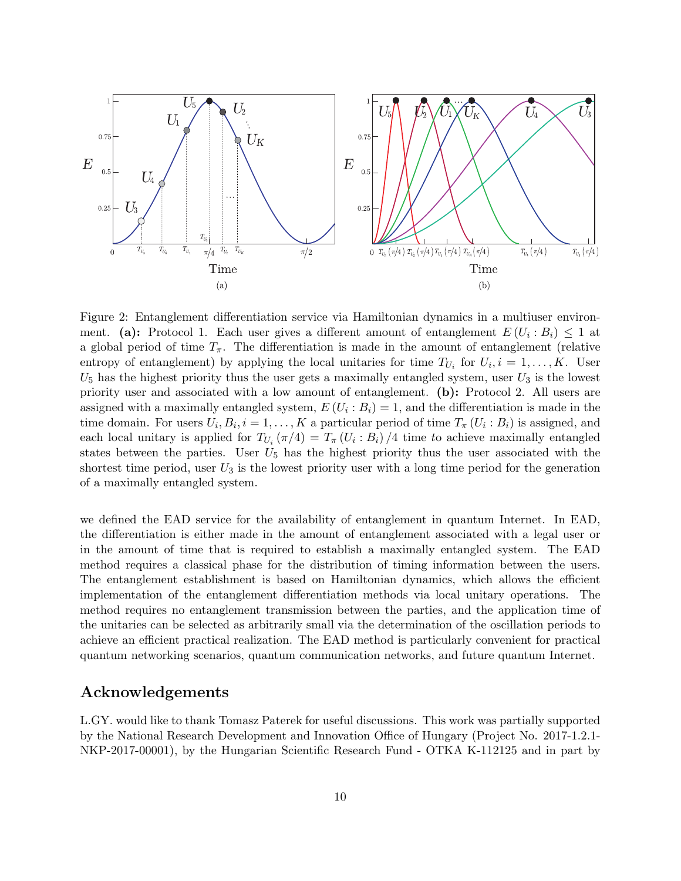Figure 2: Entanglement differentiation service via Hamiltonian dynamics in a multiuser environment. **(a):** Protocol 1. Each user gives a different amount of entanglement $E(U_i : B_i) \leq 1$ at a global period of time $T_\pi$. The differentiation is made in the amount of entanglement (relative entropy of entanglement) by applying the local unitaries for time $T_{U_i}$ for $U_i, i = 1, \ldots, K$. User $U_5$ has the highest priority thus the user gets a maximally entangled system, user $U_3$ is the lowest priority user and associated with a low amount of entanglement. **(b):** Protocol 2. All users are assigned with a maximally entangled system, $E(U_i : B_i) = 1$, and the differentiation is made in the time domain. For users $U_i, B_i, i = 1, \ldots, K$ a particular period of time $T_\pi(U_i : B_i)$ is assigned, and each local unitary is applied for $T_{U_i}(\pi/4) = T_\pi(U_i : B_i)/4$ time to achieve maximally entangled states between the parties. User $U_5$ has the highest priority thus the user associated with the shortest time period, user $U_3$ is the lowest priority user with a long time period for the generation of a maximally entangled system.

we defined the EAD service for the availability of entanglement in quantum Internet. In EAD, the differentiation is either made in the amount of entanglement associated with a legal user or in the amount of time that is required to establish a maximally entangled system. The EAD method requires a classical phase for the distribution of timing information between the users. The entanglement establishment is based on Hamiltonian dynamics, which allows the efficient implementation of the entanglement differentiation methods via local unitary operations. The method requires no entanglement transmission between the parties, and the application time of the unitaries can be selected as arbitrarily small via the determination of the oscillation periods to achieve an efficient practical realization. The EAD method is particularly convenient for practical quantum networking scenarios, quantum communication networks, and future quantum Internet.

## Acknowledgements

L.GY. would like to thank Tomasz Paterek for useful discussions. This work was partially supported by the National Research Development and Innovation Office of Hungary (Project No. 2017-1.2.1-NKP-2017-00001), by the Hungarian Scientific Research Fund - OTKA K-112125 and in part by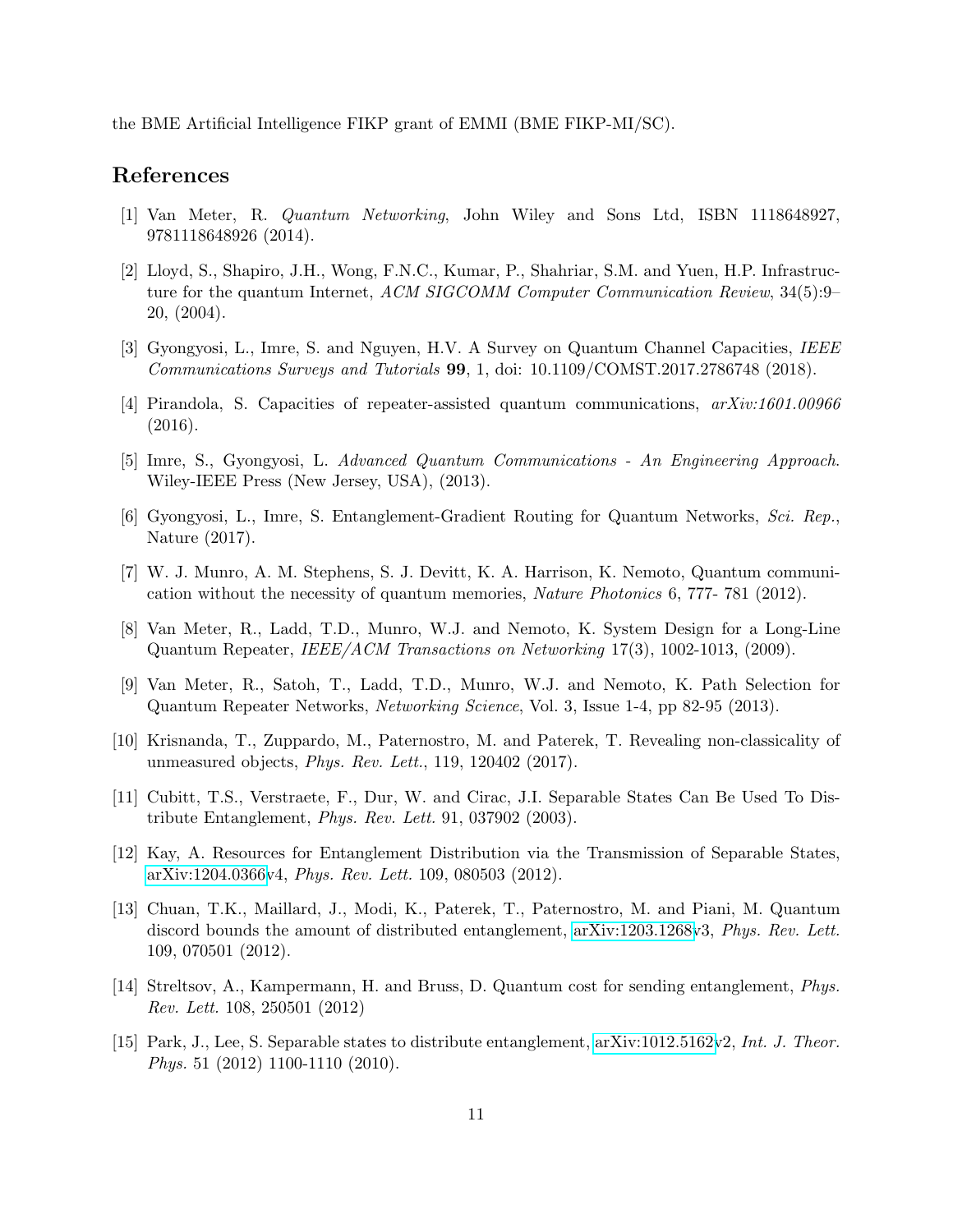the BME Artificial Intelligence FIKP grant of EMMI (BME FIKP-MI/SC).

## References

[1] Van Meter, R. *Quantum Networking*, John Wiley and Sons Ltd, ISBN 1118648927, 9781118648926 (2014).

[2] Lloyd, S., Shapiro, J.H., Wong, F.N.C., Kumar, P., Shahriar, S.M. and Yuen, H.P. Infrastructure for the quantum Internet, *ACM SIGCOMM Computer Communication Review*, 34(5):9–20, (2004).

[3] Gyongyosi, L., Imre, S. and Nguyen, H.V. A Survey on Quantum Channel Capacities, *IEEE Communications Surveys and Tutorials* **99**, 1, doi: 10.1109/COMST.2017.2786748 (2018).

[4] Pirandola, S. Capacities of repeater-assisted quantum communications, *arXiv:1601.00966* (2016).

[5] Imre, S., Gyongyosi, L. *Advanced Quantum Communications - An Engineering Approach*. Wiley-IEEE Press (New Jersey, USA), (2013).

[6] Gyongyosi, L., Imre, S. Entanglement-Gradient Routing for Quantum Networks, *Sci. Rep.*, Nature (2017).

[7] W. J. Munro, A. M. Stephens, S. J. Devitt, K. A. Harrison, K. Nemoto, Quantum communication without the necessity of quantum memories, *Nature Photonics* 6, 777- 781 (2012).

[8] Van Meter, R., Ladd, T.D., Munro, W.J. and Nemoto, K. System Design for a Long-Line Quantum Repeater, *IEEE/ACM Transactions on Networking* 17(3), 1002-1013, (2009).

[9] Van Meter, R., Satoh, T., Ladd, T.D., Munro, W.J. and Nemoto, K. Path Selection for Quantum Repeater Networks, *Networking Science*, Vol. 3, Issue 1-4, pp 82-95 (2013).

[10] Krisnanda, T., Zuppardo, M., Paternostro, M. and Paterek, T. Revealing non-classicality of unmeasured objects, *Phys. Rev. Lett.*, 119, 120402 (2017).

[11] Cubitt, T.S., Verstraete, F., Dur, W. and Cirac, J.I. Separable States Can Be Used To Distribute Entanglement, *Phys. Rev. Lett.* 91, 037902 (2003).

[12] Kay, A. Resources for Entanglement Distribution via the Transmission of Separable States, arXiv:1204.0366v4, *Phys. Rev. Lett.* 109, 080503 (2012).

[13] Chuan, T.K., Maillard, J., Modi, K., Paterek, T., Paternostro, M. and Piani, M. Quantum discord bounds the amount of distributed entanglement, arXiv:1203.1268v3, *Phys. Rev. Lett.* 109, 070501 (2012).

[14] Streltsov, A., Kampermann, H. and Bruss, D. Quantum cost for sending entanglement, *Phys. Rev. Lett.* 108, 250501 (2012)

[15] Park, J., Lee, S. Separable states to distribute entanglement, arXiv:1012.5162v2, *Int. J. Theor. Phys.* 51 (2012) 1100-1110 (2010).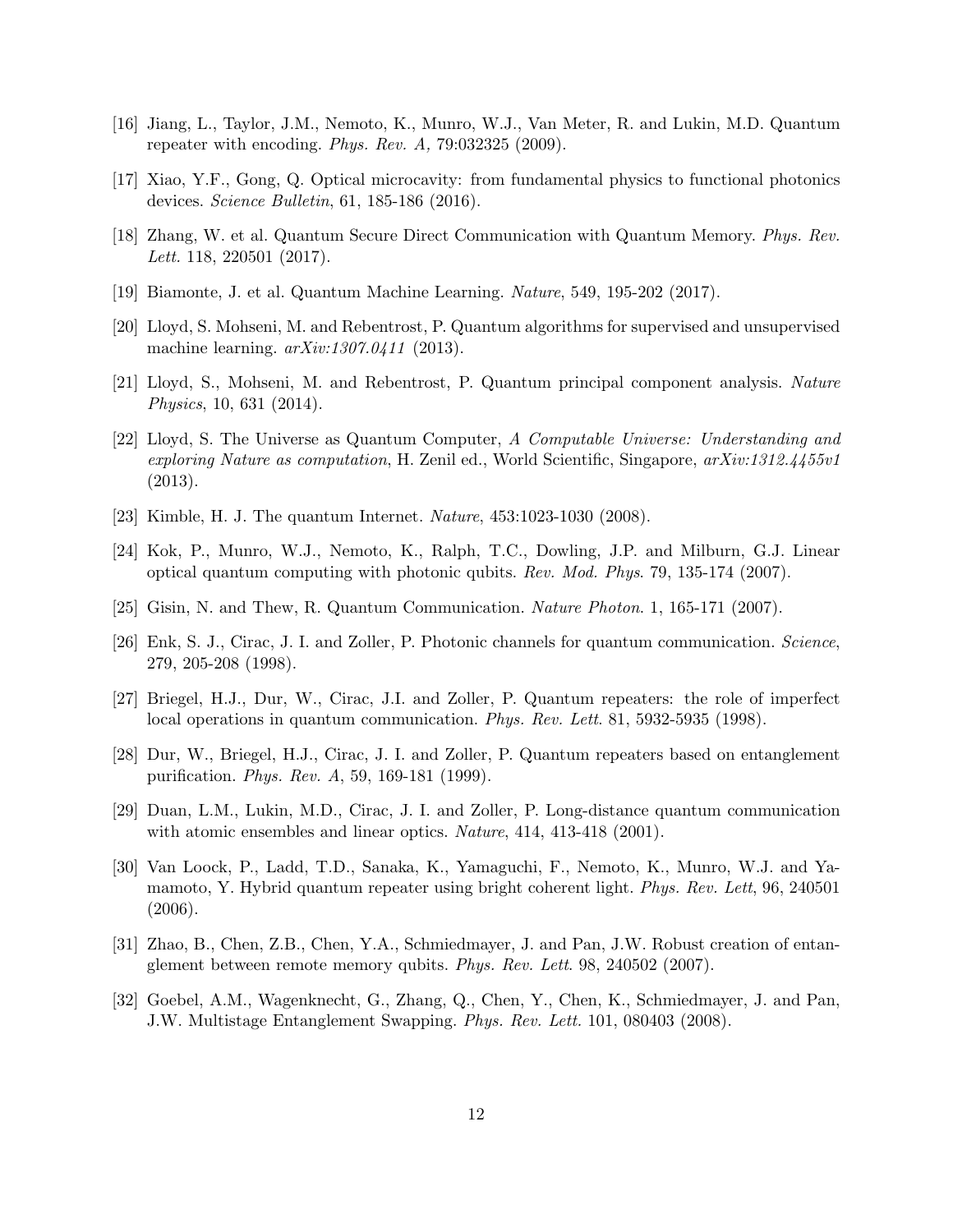[16] Jiang, L., Taylor, J.M., Nemoto, K., Munro, W.J., Van Meter, R. and Lukin, M.D. Quantum repeater with encoding. *Phys. Rev. A,* 79:032325 (2009).

[17] Xiao, Y.F., Gong, Q. Optical microcavity: from fundamental physics to functional photonics devices. *Science Bulletin*, 61, 185-186 (2016).

[18] Zhang, W. et al. Quantum Secure Direct Communication with Quantum Memory. *Phys. Rev. Lett.* 118, 220501 (2017).

[19] Biamonte, J. et al. Quantum Machine Learning. *Nature*, 549, 195-202 (2017).

[20] Lloyd, S. Mohseni, M. and Rebentrost, P. Quantum algorithms for supervised and unsupervised machine learning. *arXiv:1307.0411* (2013).

[21] Lloyd, S., Mohseni, M. and Rebentrost, P. Quantum principal component analysis. *Nature Physics*, 10, 631 (2014).

[22] Lloyd, S. The Universe as Quantum Computer, *A Computable Universe: Understanding and exploring Nature as computation*, H. Zenil ed., World Scientific, Singapore, *arXiv:1312.4455v1* (2013).

[23] Kimble, H. J. The quantum Internet. *Nature*, 453:1023-1030 (2008).

[24] Kok, P., Munro, W.J., Nemoto, K., Ralph, T.C., Dowling, J.P. and Milburn, G.J. Linear optical quantum computing with photonic qubits. *Rev. Mod. Phys*. 79, 135-174 (2007).

[25] Gisin, N. and Thew, R. Quantum Communication. *Nature Photon*. 1, 165-171 (2007).

[26] Enk, S. J., Cirac, J. I. and Zoller, P. Photonic channels for quantum communication. *Science*, 279, 205-208 (1998).

[27] Briegel, H.J., Dur, W., Cirac, J.I. and Zoller, P. Quantum repeaters: the role of imperfect local operations in quantum communication. *Phys. Rev. Lett.* 81, 5932-5935 (1998).

[28] Dur, W., Briegel, H.J., Cirac, J. I. and Zoller, P. Quantum repeaters based on entanglement purification. *Phys. Rev. A*, 59, 169-181 (1999).

[29] Duan, L.M., Lukin, M.D., Cirac, J. I. and Zoller, P. Long-distance quantum communication with atomic ensembles and linear optics. *Nature*, 414, 413-418 (2001).

[30] Van Loock, P., Ladd, T.D., Sanaka, K., Yamaguchi, F., Nemoto, K., Munro, W.J. and Yamamoto, Y. Hybrid quantum repeater using bright coherent light. *Phys. Rev. Lett*, 96, 240501 (2006).

[31] Zhao, B., Chen, Z.B., Chen, Y.A., Schmiedmayer, J. and Pan, J.W. Robust creation of entanglement between remote memory qubits. *Phys. Rev. Lett.* 98, 240502 (2007).

[32] Goebel, A.M., Wagenknecht, G., Zhang, Q., Chen, Y., Chen, K., Schmiedmayer, J. and Pan, J.W. Multistage Entanglement Swapping. *Phys. Rev. Lett.* 101, 080403 (2008).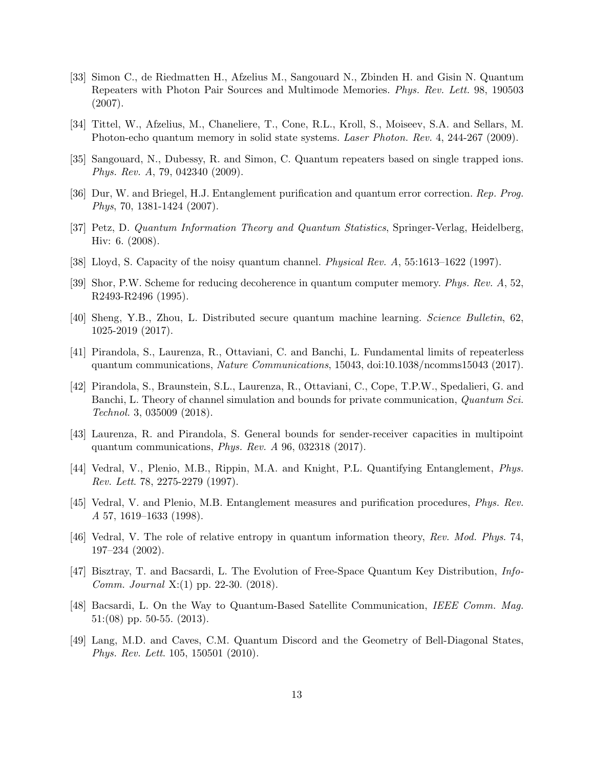[33] Simon C., de Riedmatten H., Afzelius M., Sangouard N., Zbinden H. and Gisin N. Quantum Repeaters with Photon Pair Sources and Multimode Memories. *Phys. Rev. Lett.* 98, 190503 (2007).

[34] Tittel, W., Afzelius, M., Chaneliere, T., Cone, R.L., Kroll, S., Moiseev, S.A. and Sellars, M. Photon-echo quantum memory in solid state systems. *Laser Photon. Rev.* 4, 244-267 (2009).

[35] Sangouard, N., Dubessy, R. and Simon, C. Quantum repeaters based on single trapped ions. *Phys. Rev. A*, 79, 042340 (2009).

[36] Dur, W. and Briegel, H.J. Entanglement purification and quantum error correction. *Rep. Prog. Phys*, 70, 1381-1424 (2007).

[37] Petz, D. *Quantum Information Theory and Quantum Statistics*, Springer-Verlag, Heidelberg, Hiv: 6. (2008).

[38] Lloyd, S. Capacity of the noisy quantum channel. *Physical Rev. A*, 55:1613–1622 (1997).

[39] Shor, P.W. Scheme for reducing decoherence in quantum computer memory. *Phys. Rev. A*, 52, R2493-R2496 (1995).

[40] Sheng, Y.B., Zhou, L. Distributed secure quantum machine learning. *Science Bulletin*, 62, 1025-2019 (2017).

[41] Pirandola, S., Laurenza, R., Ottaviani, C. and Banchi, L. Fundamental limits of repeaterless quantum communications, *Nature Communications*, 15043, doi:10.1038/ncomms15043 (2017).

[42] Pirandola, S., Braunstein, S.L., Laurenza, R., Ottaviani, C., Cope, T.P.W., Spedalieri, G. and Banchi, L. Theory of channel simulation and bounds for private communication, *Quantum Sci. Technol.* 3, 035009 (2018).

[43] Laurenza, R. and Pirandola, S. General bounds for sender-receiver capacities in multipoint quantum communications, *Phys. Rev. A* 96, 032318 (2017).

[44] Vedral, V., Plenio, M.B., Rippin, M.A. and Knight, P.L. Quantifying Entanglement, *Phys. Rev. Lett.* 78, 2275-2279 (1997).

[45] Vedral, V. and Plenio, M.B. Entanglement measures and purification procedures, *Phys. Rev. A* 57, 1619–1633 (1998).

[46] Vedral, V. The role of relative entropy in quantum information theory, *Rev. Mod. Phys.* 74, 197–234 (2002).

[47] Bisztray, T. and Bacsardi, L. The Evolution of Free-Space Quantum Key Distribution, *Info-Comm. Journal* X:(1) pp. 22-30. (2018).

[48] Bacsardi, L. On the Way to Quantum-Based Satellite Communication, *IEEE Comm. Mag.* 51:(08) pp. 50-55. (2013).

[49] Lang, M.D. and Caves, C.M. Quantum Discord and the Geometry of Bell-Diagonal States, *Phys. Rev. Lett.* 105, 150501 (2010).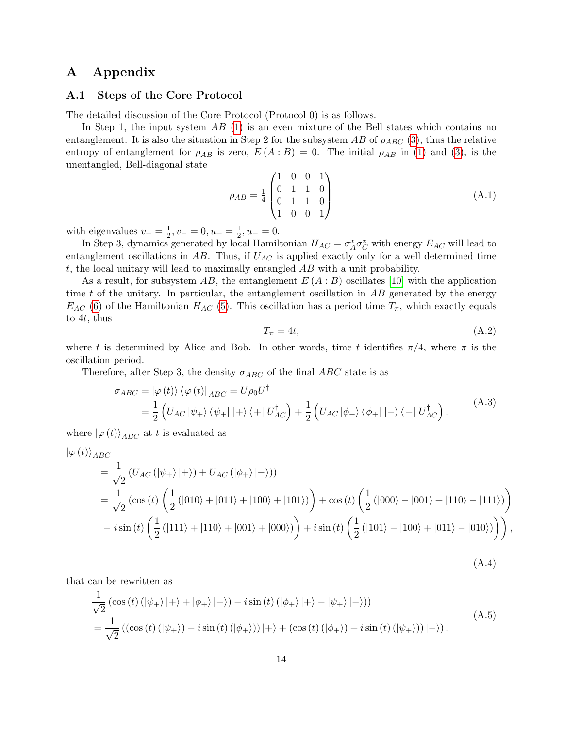# A Appendix

## A.1 Steps of the Core Protocol

The detailed discussion of the Core Protocol (Protocol 0) is as follows.

In Step 1, the input system $AB$ (1) is an even mixture of the Bell states which contains no entanglement. It is also the situation in Step 2 for the subsystem $AB$ of $\rho_{ABC}$ (3), thus the relative entropy of entanglement for $\rho_{AB}$ is zero, $E(A:B) = 0$. The initial $\rho_{AB}$ in (1) and (3), is the unentangled, Bell-diagonal state

$$\rho_{AB} = \tfrac{1}{4}\begin{pmatrix} 1 & 0 & 0 & 1 \\ 0 & 1 & 1 & 0 \\ 0 & 1 & 1 & 0 \\ 1 & 0 & 0 & 1 \end{pmatrix} \tag{A.1}$$

with eigenvalues $v_+ = \frac{1}{2}, v_- = 0, u_+ = \frac{1}{2}, u_- = 0$.

In Step 3, dynamics generated by local Hamiltonian $H_{AC} = \sigma_A^x \sigma_C^x$ with energy $E_{AC}$ will lead to entanglement oscillations in $AB$. Thus, if $U_{AC}$ is applied exactly only for a well determined time $t$, the local unitary will lead to maximally entangled $AB$ with a unit probability.

As a result, for subsystem $AB$, the entanglement $E(A:B)$ oscillates [10] with the application time $t$ of the unitary. In particular, the entanglement oscillation in $AB$ generated by the energy $E_{AC}$ (6) of the Hamiltonian $H_{AC}$ (5). This oscillation has a period time $T_\pi$, which exactly equals to $4t$, thus

$$T_\pi = 4t, \tag{A.2}$$

where $t$ is determined by Alice and Bob. In other words, time $t$ identifies $\pi/4$, where $\pi$ is the oscillation period.

Therefore, after Step 3, the density $\sigma_{ABC}$ of the final $ABC$ state is as

$$\begin{aligned} \sigma_{ABC} &= |\varphi(t)\rangle\langle\varphi(t)|_{ABC} = U\rho_0 U^\dagger \\ &= \frac{1}{2}\left(U_{AC}|\psi_+\rangle\langle\psi_+|\,|+\rangle\langle+|\,U_{AC}^\dagger\right) + \frac{1}{2}\left(U_{AC}|\phi_+\rangle\langle\phi_+|\,|-\rangle\langle-|\,U_{AC}^\dagger\right), \end{aligned} \tag{A.3}$$

where $|\varphi(t)\rangle_{ABC}$ at $t$ is evaluated as

$$\begin{aligned} &|\varphi(t)\rangle_{ABC} \\ &= \frac{1}{\sqrt{2}}\left(U_{AC}\left(|\psi_+\rangle|+\rangle\right) + U_{AC}\left(|\phi_+\rangle|-\rangle\right)\right) \\ &= \frac{1}{\sqrt{2}}\Bigg(\cos(t)\left(\frac{1}{2}\left(|010\rangle + |011\rangle + |100\rangle + |101\rangle\right)\right) + \cos(t)\left(\frac{1}{2}\left(|000\rangle - |001\rangle + |110\rangle - |111\rangle\right)\right) \\ &\quad - i\sin(t)\left(\frac{1}{2}\left(|111\rangle + |110\rangle + |001\rangle + |000\rangle\right)\right) + i\sin(t)\left(\frac{1}{2}\left(|101\rangle - |100\rangle + |011\rangle - |010\rangle\right)\right)\Bigg), \end{aligned} \tag{A.4}$$

that can be rewritten as

$$\begin{aligned} &\frac{1}{\sqrt{2}}\left(\cos(t)\left(|\psi_+\rangle|+\rangle + |\phi_+\rangle|-\rangle\right) - i\sin(t)\left(|\phi_+\rangle|+\rangle - |\psi_+\rangle|-\rangle\right)\right) \\ &= \frac{1}{\sqrt{2}}\left(\left(\cos(t)\left(|\psi_+\rangle\right) - i\sin(t)\left(|\phi_+\rangle\right)\right)|+\rangle + \left(\cos(t)\left(|\phi_+\rangle\right) + i\sin(t)\left(|\psi_+\rangle\right)\right)|-\rangle\right), \end{aligned} \tag{A.5}$$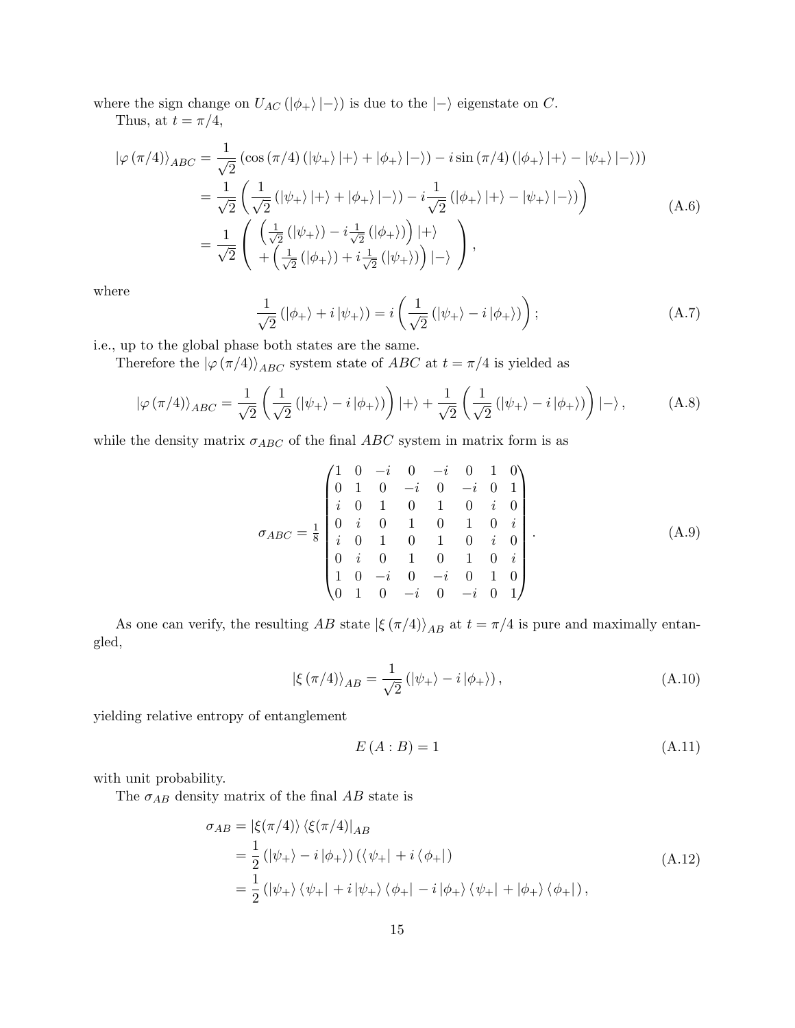where the sign change on $U_{AC}(|\phi_+\rangle|-\rangle)$ is due to the $|-\rangle$ eigenstate on $C$.

Thus, at $t = \pi/4$,

$$
\begin{aligned}
|\varphi(\pi/4)\rangle_{ABC} &= \frac{1}{\sqrt{2}}\left(\cos(\pi/4)\left(|\psi_+\rangle|+\rangle + |\phi_+\rangle|-\rangle\right) - i\sin(\pi/4)\left(|\phi_+\rangle|+\rangle - |\psi_+\rangle|-\rangle\right)\right) \\
&= \frac{1}{\sqrt{2}}\left(\frac{1}{\sqrt{2}}\left(|\psi_+\rangle|+\rangle + |\phi_+\rangle|-\rangle\right) - i\frac{1}{\sqrt{2}}\left(|\phi_+\rangle|+\rangle - |\psi_+\rangle|-\rangle\right)\right) \\
&= \frac{1}{\sqrt{2}}\left(\begin{array}{c} \left(\frac{1}{\sqrt{2}}\left(|\psi_+\rangle\right) - i\frac{1}{\sqrt{2}}\left(|\phi_+\rangle\right)\right)|+\rangle \\ +\left(\frac{1}{\sqrt{2}}\left(|\phi_+\rangle\right) + i\frac{1}{\sqrt{2}}\left(|\psi_+\rangle\right)\right)|-\rangle \end{array}\right),
\end{aligned}
\tag{A.6}
$$

where

$$
\frac{1}{\sqrt{2}}\left(|\phi_+\rangle + i|\psi_+\rangle\right) = i\left(\frac{1}{\sqrt{2}}\left(|\psi_+\rangle - i|\phi_+\rangle\right)\right);
\tag{A.7}
$$

i.e., up to the global phase both states are the same.

Therefore the $|\varphi(\pi/4)\rangle_{ABC}$ system state of $ABC$ at $t = \pi/4$ is yielded as

$$
|\varphi(\pi/4)\rangle_{ABC} = \frac{1}{\sqrt{2}}\left(\frac{1}{\sqrt{2}}\left(|\psi_+\rangle - i|\phi_+\rangle\right)\right)|+\rangle + \frac{1}{\sqrt{2}}\left(\frac{1}{\sqrt{2}}\left(|\psi_+\rangle - i|\phi_+\rangle\right)\right)|-\rangle,
\tag{A.8}
$$

while the density matrix $\sigma_{ABC}$ of the final $ABC$ system in matrix form is as

$$
\sigma_{ABC} = \frac{1}{8}\begin{pmatrix}
1 & 0 & -i & 0 & -i & 0 & 1 & 0 \\
0 & 1 & 0 & -i & 0 & -i & 0 & 1 \\
i & 0 & 1 & 0 & 1 & 0 & i & 0 \\
0 & i & 0 & 1 & 0 & 1 & 0 & i \\
i & 0 & 1 & 0 & 1 & 0 & i & 0 \\
0 & i & 0 & 1 & 0 & 1 & 0 & i \\
1 & 0 & -i & 0 & -i & 0 & 1 & 0 \\
0 & 1 & 0 & -i & 0 & -i & 0 & 1
\end{pmatrix}.
\tag{A.9}
$$

As one can verify, the resulting $AB$ state $|\xi(\pi/4)\rangle_{AB}$ at $t = \pi/4$ is pure and maximally entangled,

$$
|\xi(\pi/4)\rangle_{AB} = \frac{1}{\sqrt{2}}\left(|\psi_+\rangle - i|\phi_+\rangle\right),
\tag{A.10}
$$

yielding relative entropy of entanglement

$$
E(A:B) = 1
\tag{A.11}
$$

with unit probability.

The $\sigma_{AB}$ density matrix of the final $AB$ state is

$$
\begin{aligned}
\sigma_{AB} &= |\xi(\pi/4)\rangle\langle\xi(\pi/4)|_{AB} \\
&= \frac{1}{2}\left(|\psi_+\rangle - i|\phi_+\rangle\right)\left(\langle\psi_+| + i\langle\phi_+|\right) \\
&= \frac{1}{2}\left(|\psi_+\rangle\langle\psi_+| + i|\psi_+\rangle\langle\phi_+| - i|\phi_+\rangle\langle\psi_+| + |\phi_+\rangle\langle\phi_+|\right),
\end{aligned}
\tag{A.12}
$$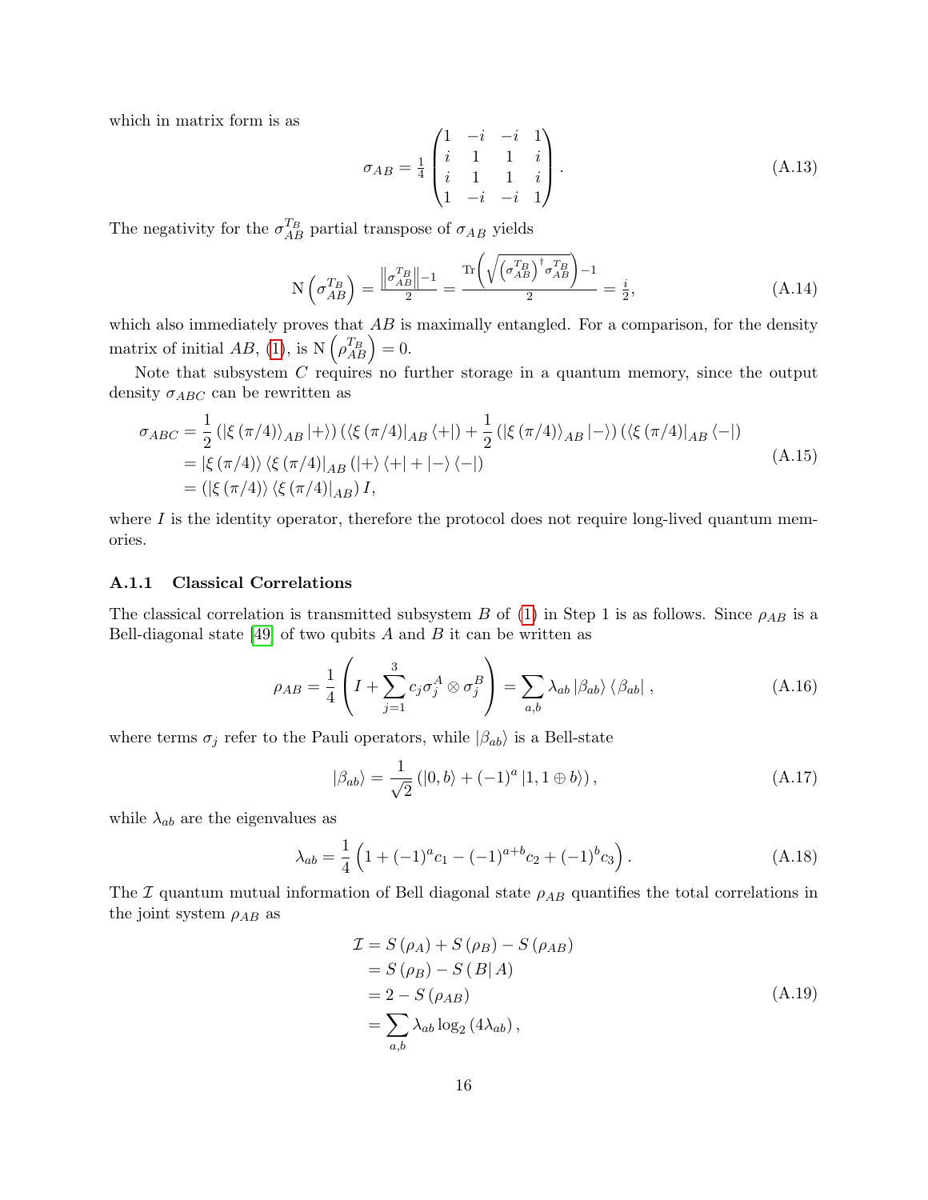which in matrix form is as

$$\sigma_{AB} = \tfrac{1}{4}\begin{pmatrix} 1 & -i & -i & 1 \\ i & 1 & 1 & i \\ i & 1 & 1 & i \\ 1 & -i & -i & 1 \end{pmatrix}. \tag{A.13}$$

The negativity for the $\sigma_{AB}^{T_B}$ partial transpose of $\sigma_{AB}$ yields

$$\mathrm{N}\left(\sigma_{AB}^{T_B}\right) = \tfrac{\left\|\sigma_{AB}^{T_B}\right\|-1}{2} = \frac{\mathrm{Tr}\left(\sqrt{\left(\sigma_{AB}^{T_B}\right)^{\dagger}\sigma_{AB}^{T_B}}\right)-1}{2} = \tfrac{i}{2}, \tag{A.14}$$

which also immediately proves that $AB$ is maximally entangled. For a comparison, for the density matrix of initial $AB$, (1), is $\mathrm{N}\left(\rho_{AB}^{T_B}\right) = 0$.

Note that subsystem $C$ requires no further storage in a quantum memory, since the output density $\sigma_{ABC}$ can be rewritten as

$$\begin{aligned} \sigma_{ABC} &= \frac{1}{2}\left(\left|\xi\left(\pi/4\right)\right\rangle_{AB}\left|+\right\rangle\right)\left(\left\langle\xi\left(\pi/4\right)\right|_{AB}\left\langle+\right|\right) + \frac{1}{2}\left(\left|\xi\left(\pi/4\right)\right\rangle_{AB}\left|-\right\rangle\right)\left(\left\langle\xi\left(\pi/4\right)\right|_{AB}\left\langle-\right|\right) \\ &= \left|\xi\left(\pi/4\right)\right\rangle\left\langle\xi\left(\pi/4\right)\right|_{AB}\left(\left|+\right\rangle\left\langle+\right| + \left|-\right\rangle\left\langle-\right|\right) \\ &= \left(\left|\xi\left(\pi/4\right)\right\rangle\left\langle\xi\left(\pi/4\right)\right|_{AB}\right)I, \end{aligned} \tag{A.15}$$

where $I$ is the identity operator, therefore the protocol does not require long-lived quantum memories.

### A.1.1 Classical Correlations

The classical correlation is transmitted subsystem $B$ of (1) in Step 1 is as follows. Since $\rho_{AB}$ is a Bell-diagonal state [49] of two qubits $A$ and $B$ it can be written as

$$\rho_{AB} = \frac{1}{4}\left(I + \sum_{j=1}^{3} c_j \sigma_j^A \otimes \sigma_j^B\right) = \sum_{a,b} \lambda_{ab}\left|\beta_{ab}\right\rangle\left\langle\beta_{ab}\right|, \tag{A.16}$$

where terms $\sigma_j$ refer to the Pauli operators, while $|\beta_{ab}\rangle$ is a Bell-state

$$\left|\beta_{ab}\right\rangle = \frac{1}{\sqrt{2}}\left(\left|0,b\right\rangle + (-1)^a\left|1,1\oplus b\right\rangle\right), \tag{A.17}$$

while $\lambda_{ab}$ are the eigenvalues as

$$\lambda_{ab} = \frac{1}{4}\left(1 + (-1)^a c_1 - (-1)^{a+b} c_2 + (-1)^b c_3\right). \tag{A.18}$$

The $\mathcal{I}$ quantum mutual information of Bell diagonal state $\rho_{AB}$ quantifies the total correlations in the joint system $\rho_{AB}$ as

$$\begin{aligned} \mathcal{I} &= S\left(\rho_A\right) + S\left(\rho_B\right) - S\left(\rho_{AB}\right) \\ &= S\left(\rho_B\right) - S\left(\left.B\right|A\right) \\ &= 2 - S\left(\rho_{AB}\right) \\ &= \sum_{a,b} \lambda_{ab}\log_2\left(4\lambda_{ab}\right), \end{aligned} \tag{A.19}$$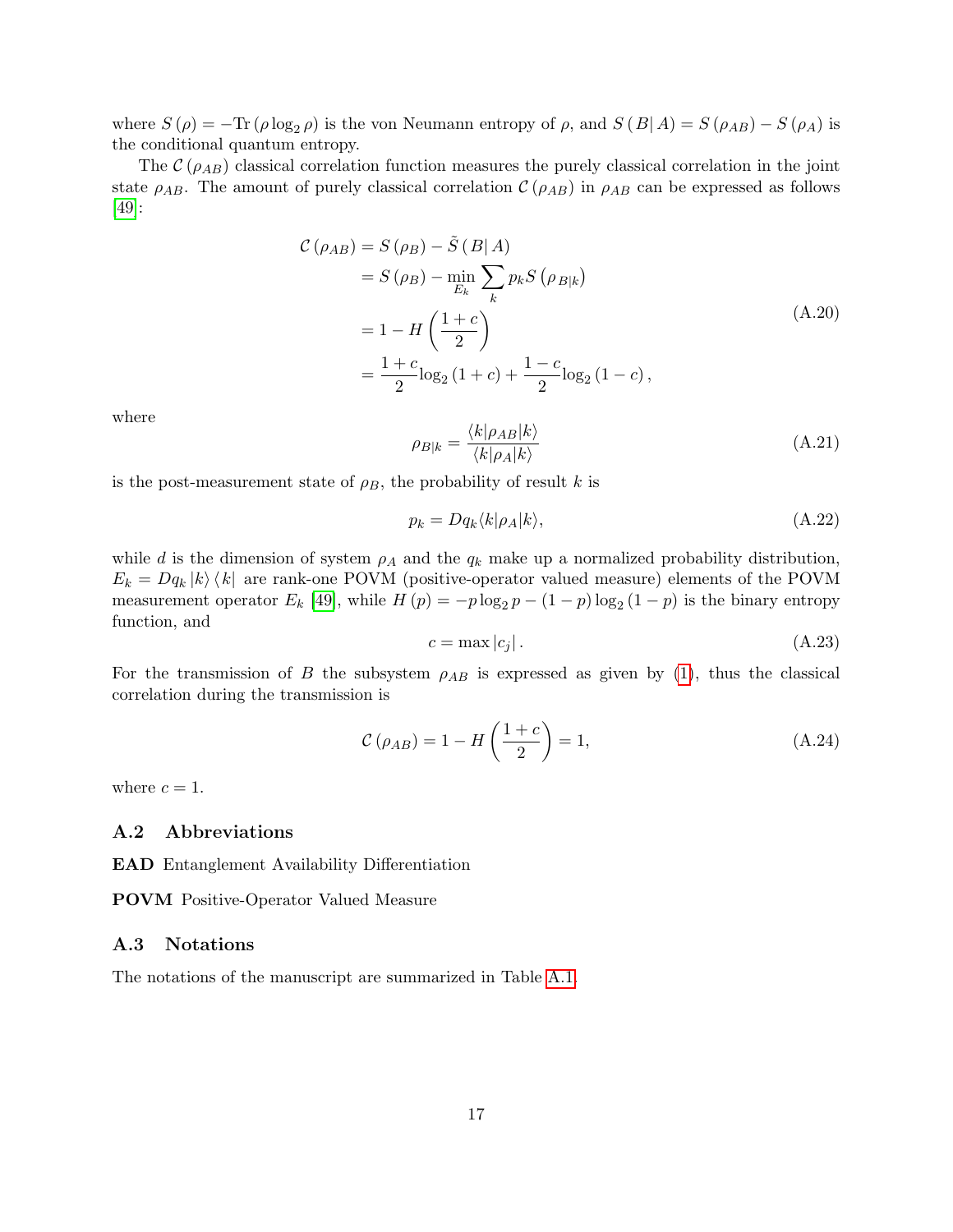where $S(\rho) = -\mathrm{Tr}(\rho \log_2 \rho)$ is the von Neumann entropy of $\rho$, and $S(B|A) = S(\rho_{AB}) - S(\rho_A)$ is the conditional quantum entropy.

The $\mathcal{C}(\rho_{AB})$ classical correlation function measures the purely classical correlation in the joint state $\rho_{AB}$. The amount of purely classical correlation $\mathcal{C}(\rho_{AB})$ in $\rho_{AB}$ can be expressed as follows [49]:

$$
\begin{aligned}
\mathcal{C}(\rho_{AB}) &= S(\rho_B) - \tilde{S}(B|A) \\
&= S(\rho_B) - \min_{E_k} \sum_k p_k S(\rho_{B|k}) \\
&= 1 - H\left(\frac{1+c}{2}\right) \\
&= \frac{1+c}{2} \log_2(1+c) + \frac{1-c}{2} \log_2(1-c),
\end{aligned} \tag{A.20}
$$

where

$$
\rho_{B|k} = \frac{\langle k|\rho_{AB}|k\rangle}{\langle k|\rho_A|k\rangle} \tag{A.21}
$$

is the post-measurement state of $\rho_B$, the probability of result $k$ is

$$
p_k = Dq_k \langle k|\rho_A|k\rangle, \tag{A.22}
$$

while $d$ is the dimension of system $\rho_A$ and the $q_k$ make up a normalized probability distribution, $E_k = Dq_k |k\rangle\langle k|$ are rank-one POVM (positive-operator valued measure) elements of the POVM measurement operator $E_k$ [49], while $H(p) = -p\log_2 p - (1-p)\log_2(1-p)$ is the binary entropy function, and

$$
c = \max |c_j|. \tag{A.23}
$$

For the transmission of $B$ the subsystem $\rho_{AB}$ is expressed as given by (1), thus the classical correlation during the transmission is

$$
\mathcal{C}(\rho_{AB}) = 1 - H\left(\frac{1+c}{2}\right) = 1, \tag{A.24}
$$

where $c = 1$.

### A.2 Abbreviations

**EAD** Entanglement Availability Differentiation

**POVM** Positive-Operator Valued Measure

### A.3 Notations

The notations of the manuscript are summarized in Table A.1.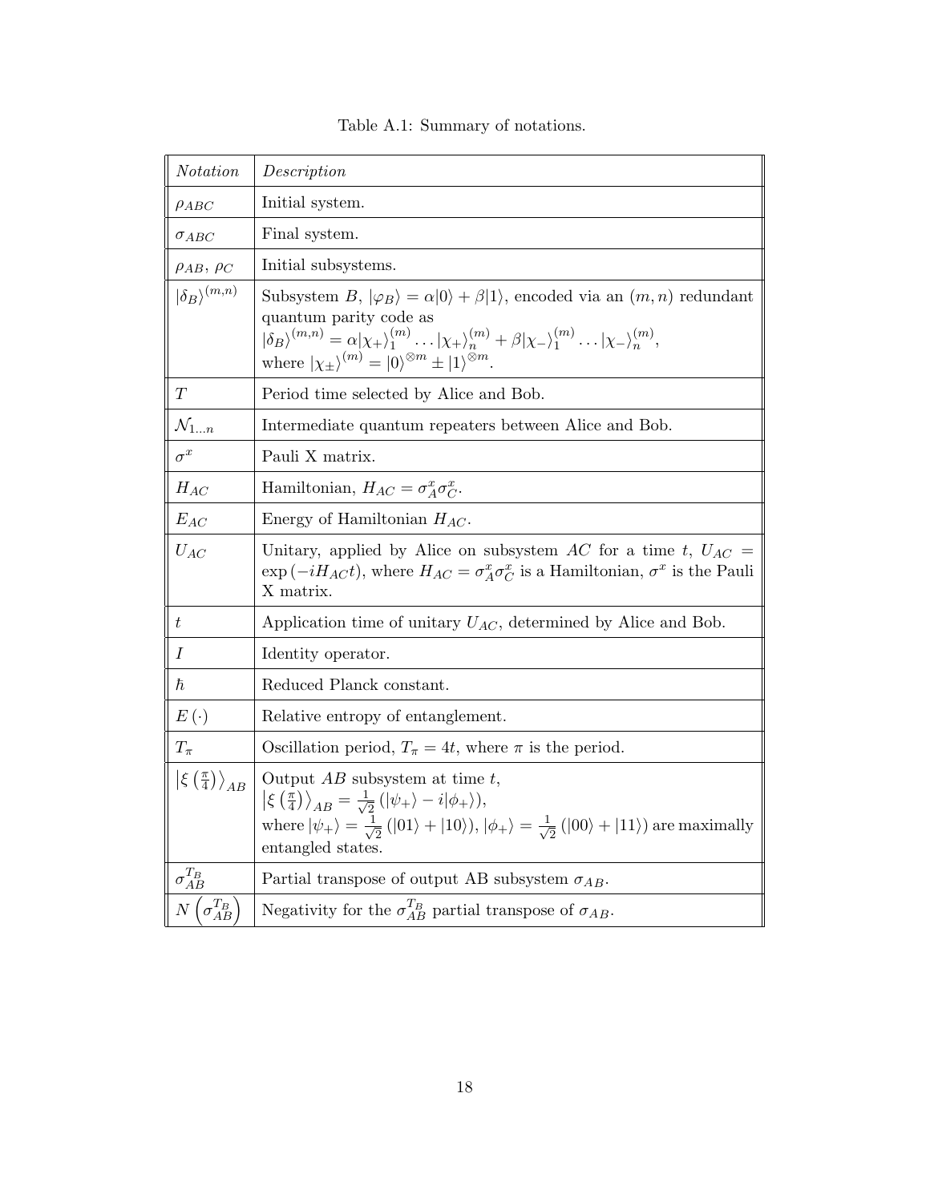Table A.1: Summary of notations.

| *Notation* | *Description* |
|---|---|
| $\rho_{ABC}$ | Initial system. |
| $\sigma_{ABC}$ | Final system. |
| $\rho_{AB}$, $\rho_C$ | Initial subsystems. |
| $\vert\delta_B\rangle^{(m,n)}$ | Subsystem $B$, $\vert\varphi_B\rangle = \alpha\vert 0\rangle + \beta\vert 1\rangle$, encoded via an $(m,n)$ redundant quantum parity code as $\vert\delta_B\rangle^{(m,n)} = \alpha\vert\chi_+\rangle_1^{(m)} \ldots \vert\chi_+\rangle_n^{(m)} + \beta\vert\chi_-\rangle_1^{(m)} \ldots \vert\chi_-\rangle_n^{(m)}$, where $\vert\chi_\pm\rangle^{(m)} = \vert 0\rangle^{\otimes m} \pm \vert 1\rangle^{\otimes m}$. |
| $T$ | Period time selected by Alice and Bob. |
| $\mathcal{N}_{1\ldots n}$ | Intermediate quantum repeaters between Alice and Bob. |
| $\sigma^x$ | Pauli X matrix. |
| $H_{AC}$ | Hamiltonian, $H_{AC} = \sigma_A^x \sigma_C^x$. |
| $E_{AC}$ | Energy of Hamiltonian $H_{AC}$. |
| $U_{AC}$ | Unitary, applied by Alice on subsystem $AC$ for a time $t$, $U_{AC} = \exp\left(-iH_{AC}t\right)$, where $H_{AC} = \sigma_A^x \sigma_C^x$ is a Hamiltonian, $\sigma^x$ is the Pauli X matrix. |
| $t$ | Application time of unitary $U_{AC}$, determined by Alice and Bob. |
| $I$ | Identity operator. |
| $\hbar$ | Reduced Planck constant. |
| $E\left(\cdot\right)$ | Relative entropy of entanglement. |
| $T_\pi$ | Oscillation period, $T_\pi = 4t$, where $\pi$ is the period. |
| $\left\vert\xi\left(\frac{\pi}{4}\right)\right\rangle_{AB}$ | Output $AB$ subsystem at time $t$, $\left\vert\xi\left(\frac{\pi}{4}\right)\right\rangle_{AB} = \frac{1}{\sqrt{2}}\left(\vert\psi_+\rangle - i\vert\phi_+\rangle\right)$, where $\vert\psi_+\rangle = \frac{1}{\sqrt{2}}\left(\vert 01\rangle + \vert 10\rangle\right)$, $\vert\phi_+\rangle = \frac{1}{\sqrt{2}}\left(\vert 00\rangle + \vert 11\rangle\right)$ are maximally entangled states. |
| $\sigma_{AB}^{T_B}$ | Partial transpose of output AB subsystem $\sigma_{AB}$. |
| $N\left(\sigma_{AB}^{T_B}\right)$ | Negativity for the $\sigma_{AB}^{T_B}$ partial transpose of $\sigma_{AB}$. |